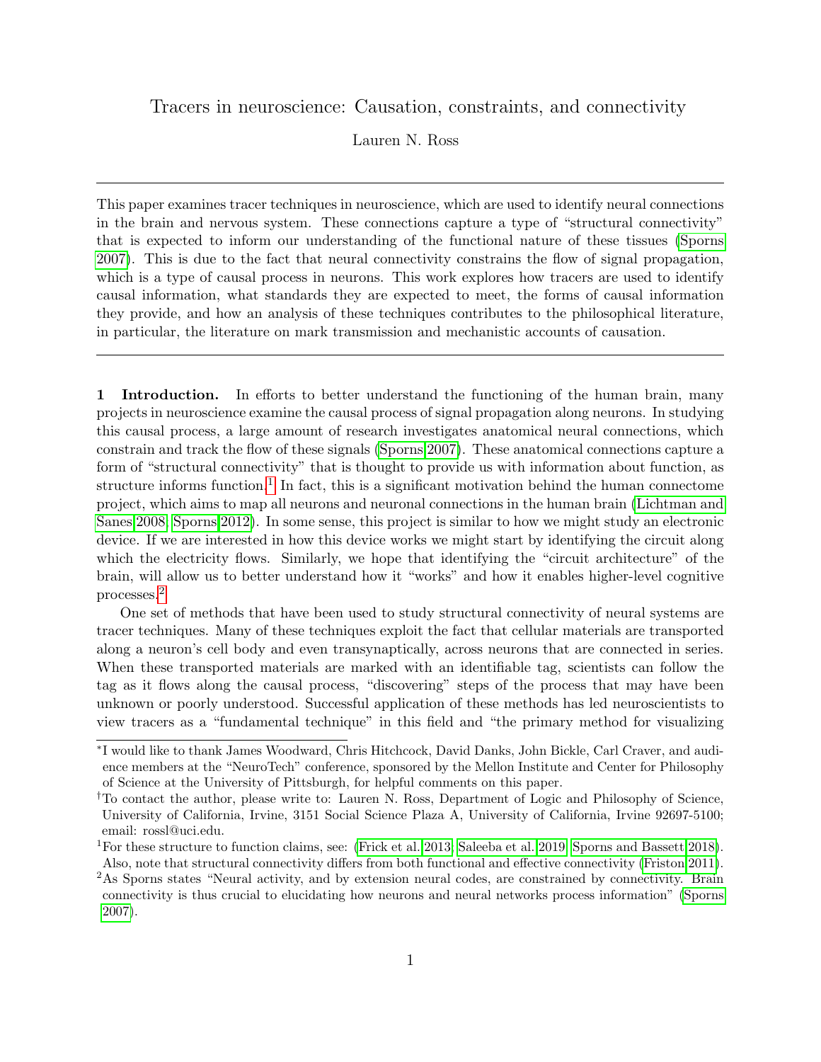# Tracers in neuroscience: Causation, constraints, and connectivity

Lauren N. Ross

---

This paper examines tracer techniques in neuroscience, which are used to identify neural connections in the brain and nervous system. These connections capture a type of "structural connectivity" that is expected to inform our understanding of the functional nature of these tissues (Sporns 2007). This is due to the fact that neural connectivity constrains the flow of signal propagation, which is a type of causal process in neurons. This work explores how tracers are used to identify causal information, what standards they are expected to meet, the forms of causal information they provide, and how an analysis of these techniques contributes to the philosophical literature, in particular, the literature on mark transmission and mechanistic accounts of causation.

---

**1 Introduction.** In efforts to better understand the functioning of the human brain, many projects in neuroscience examine the causal process of signal propagation along neurons. In studying this causal process, a large amount of research investigates anatomical neural connections, which constrain and track the flow of these signals (Sporns 2007). These anatomical connections capture a form of "structural connectivity" that is thought to provide us with information about function, as structure informs function.[1] In fact, this is a significant motivation behind the human connectome project, which aims to map all neurons and neuronal connections in the human brain (Lichtman and Sanes 2008; Sporns 2012). In some sense, this project is similar to how we might study an electronic device. If we are interested in how this device works we might start by identifying the circuit along which the electricity flows. Similarly, we hope that identifying the "circuit architecture" of the brain, will allow us to better understand how it "works" and how it enables higher-level cognitive processes.[2]

One set of methods that have been used to study structural connectivity of neural systems are tracer techniques. Many of these techniques exploit the fact that cellular materials are transported along a neuron's cell body and even transynaptically, across neurons that are connected in series. When these transported materials are marked with an identifiable tag, scientists can follow the tag as it flows along the causal process, "discovering" steps of the process that may have been unknown or poorly understood. Successful application of these methods has led neuroscientists to view tracers as a "fundamental technique" in this field and "the primary method for visualizing

---

*I would like to thank James Woodward, Chris Hitchcock, David Danks, John Bickle, Carl Craver, and audience members at the "NeuroTech" conference, sponsored by the Mellon Institute and Center for Philosophy of Science at the University of Pittsburgh, for helpful comments on this paper.

†To contact the author, please write to: Lauren N. Ross, Department of Logic and Philosophy of Science, University of California, Irvine, 3151 Social Science Plaza A, University of California, Irvine 92697-5100; email: rossl@uci.edu.

[1] For these structure to function claims, see: (Frick et al. 2013; Saleeba et al. 2019; Sporns and Bassett 2018). Also, note that structural connectivity differs from both functional and effective connectivity (Friston 2011).

[2] As Sporns states "Neural activity, and by extension neural codes, are constrained by connectivity. Brain connectivity is thus crucial to elucidating how neurons and neural networks process information" (Sporns 2007).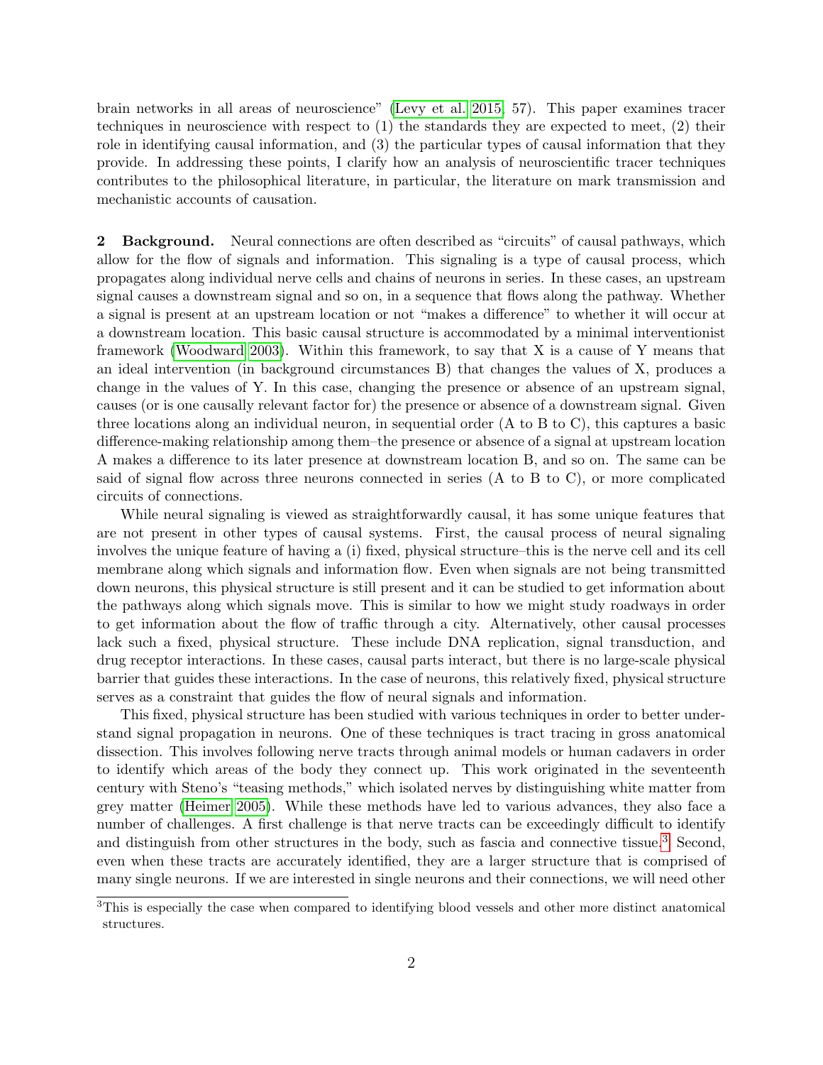brain networks in all areas of neuroscience" (Levy et al. 2015, 57). This paper examines tracer techniques in neuroscience with respect to (1) the standards they are expected to meet, (2) their role in identifying causal information, and (3) the particular types of causal information that they provide. In addressing these points, I clarify how an analysis of neuroscientific tracer techniques contributes to the philosophical literature, in particular, the literature on mark transmission and mechanistic accounts of causation.

## 2 Background.

Neural connections are often described as "circuits" of causal pathways, which allow for the flow of signals and information. This signaling is a type of causal process, which propagates along individual nerve cells and chains of neurons in series. In these cases, an upstream signal causes a downstream signal and so on, in a sequence that flows along the pathway. Whether a signal is present at an upstream location or not "makes a difference" to whether it will occur at a downstream location. This basic causal structure is accommodated by a minimal interventionist framework (Woodward 2003). Within this framework, to say that X is a cause of Y means that an ideal intervention (in background circumstances B) that changes the values of X, produces a change in the values of Y. In this case, changing the presence or absence of an upstream signal, causes (or is one causally relevant factor for) the presence or absence of a downstream signal. Given three locations along an individual neuron, in sequential order (A to B to C), this captures a basic difference-making relationship among them–the presence or absence of a signal at upstream location A makes a difference to its later presence at downstream location B, and so on. The same can be said of signal flow across three neurons connected in series (A to B to C), or more complicated circuits of connections.

While neural signaling is viewed as straightforwardly causal, it has some unique features that are not present in other types of causal systems. First, the causal process of neural signaling involves the unique feature of having a (i) fixed, physical structure–this is the nerve cell and its cell membrane along which signals and information flow. Even when signals are not being transmitted down neurons, this physical structure is still present and it can be studied to get information about the pathways along which signals move. This is similar to how we might study roadways in order to get information about the flow of traffic through a city. Alternatively, other causal processes lack such a fixed, physical structure. These include DNA replication, signal transduction, and drug receptor interactions. In these cases, causal parts interact, but there is no large-scale physical barrier that guides these interactions. In the case of neurons, this relatively fixed, physical structure serves as a constraint that guides the flow of neural signals and information.

This fixed, physical structure has been studied with various techniques in order to better understand signal propagation in neurons. One of these techniques is tract tracing in gross anatomical dissection. This involves following nerve tracts through animal models or human cadavers in order to identify which areas of the body they connect up. This work originated in the seventeenth century with Steno's "teasing methods," which isolated nerves by distinguishing white matter from grey matter (Heimer 2005). While these methods have led to various advances, they also face a number of challenges. A first challenge is that nerve tracts can be exceedingly difficult to identify and distinguish from other structures in the body, such as fascia and connective tissue.[3] Second, even when these tracts are accurately identified, they are a larger structure that is comprised of many single neurons. If we are interested in single neurons and their connections, we will need other

[3] This is especially the case when compared to identifying blood vessels and other more distinct anatomical structures.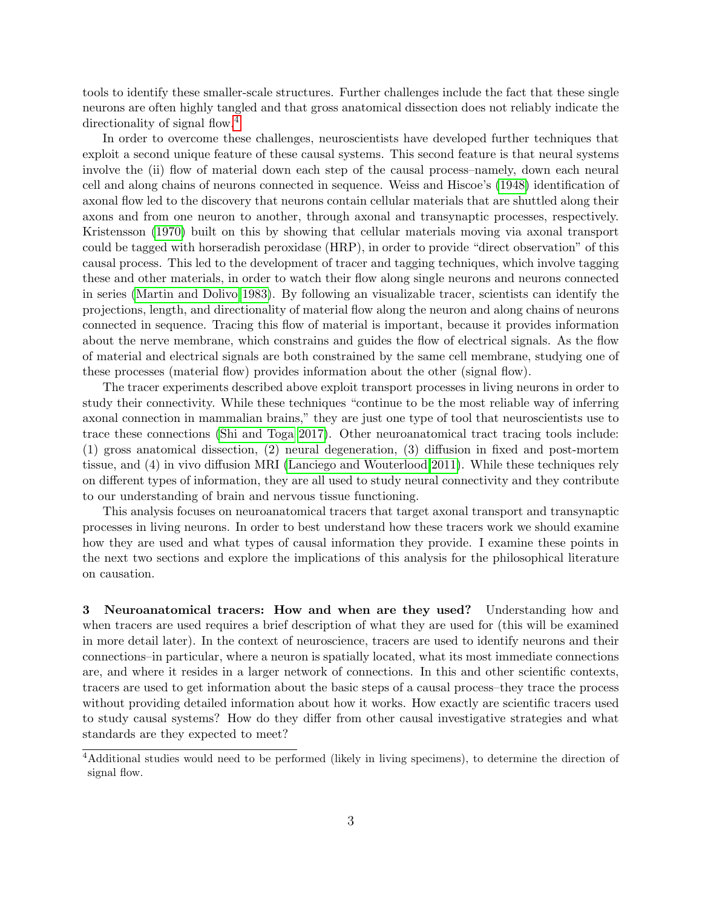tools to identify these smaller-scale structures. Further challenges include the fact that these single neurons are often highly tangled and that gross anatomical dissection does not reliably indicate the directionality of signal flow.[4]

In order to overcome these challenges, neuroscientists have developed further techniques that exploit a second unique feature of these causal systems. This second feature is that neural systems involve the (ii) flow of material down each step of the causal process–namely, down each neural cell and along chains of neurons connected in sequence. Weiss and Hiscoe's (1948) identification of axonal flow led to the discovery that neurons contain cellular materials that are shuttled along their axons and from one neuron to another, through axonal and transynaptic processes, respectively. Kristensson (1970) built on this by showing that cellular materials moving via axonal transport could be tagged with horseradish peroxidase (HRP), in order to provide "direct observation" of this causal process. This led to the development of tracer and tagging techniques, which involve tagging these and other materials, in order to watch their flow along single neurons and neurons connected in series (Martin and Dolivo 1983). By following an visualizable tracer, scientists can identify the projections, length, and directionality of material flow along the neuron and along chains of neurons connected in sequence. Tracing this flow of material is important, because it provides information about the nerve membrane, which constrains and guides the flow of electrical signals. As the flow of material and electrical signals are both constrained by the same cell membrane, studying one of these processes (material flow) provides information about the other (signal flow).

The tracer experiments described above exploit transport processes in living neurons in order to study their connectivity. While these techniques "continue to be the most reliable way of inferring axonal connection in mammalian brains," they are just one type of tool that neuroscientists use to trace these connections (Shi and Toga 2017). Other neuroanatomical tract tracing tools include: (1) gross anatomical dissection, (2) neural degeneration, (3) diffusion in fixed and post-mortem tissue, and (4) in vivo diffusion MRI (Lanciego and Wouterlood 2011). While these techniques rely on different types of information, they are all used to study neural connectivity and they contribute to our understanding of brain and nervous tissue functioning.

This analysis focuses on neuroanatomical tracers that target axonal transport and transynaptic processes in living neurons. In order to best understand how these tracers work we should examine how they are used and what types of causal information they provide. I examine these points in the next two sections and explore the implications of this analysis for the philosophical literature on causation.

## 3 Neuroanatomical tracers: How and when are they used?

Understanding how and when tracers are used requires a brief description of what they are used for (this will be examined in more detail later). In the context of neuroscience, tracers are used to identify neurons and their connections–in particular, where a neuron is spatially located, what its most immediate connections are, and where it resides in a larger network of connections. In this and other scientific contexts, tracers are used to get information about the basic steps of a causal process–they trace the process without providing detailed information about how it works. How exactly are scientific tracers used to study causal systems? How do they differ from other causal investigative strategies and what standards are they expected to meet?

[4] Additional studies would need to be performed (likely in living specimens), to determine the direction of signal flow.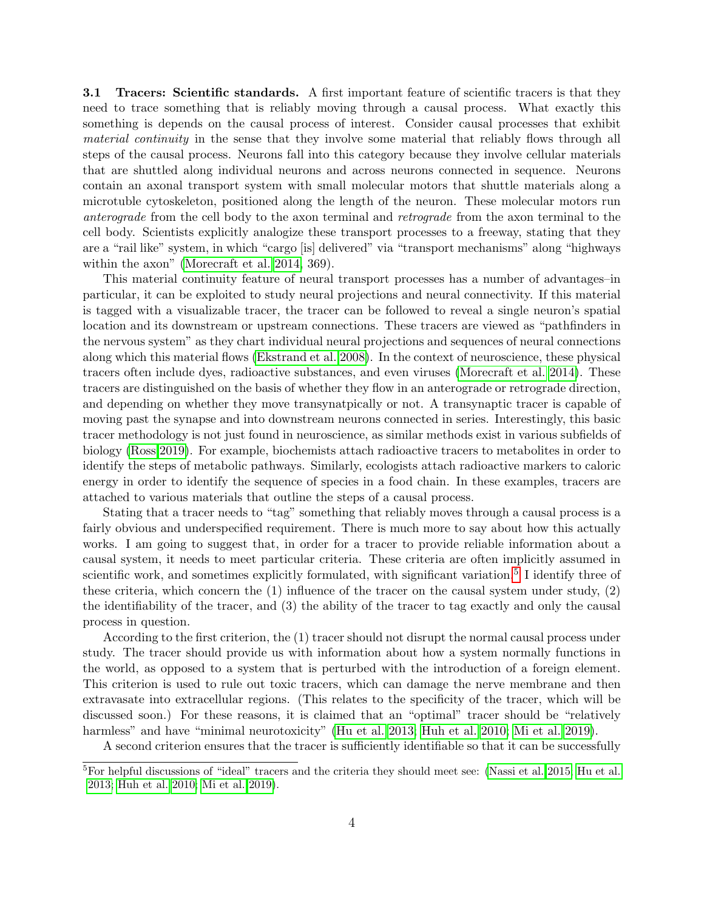**3.1 Tracers: Scientific standards.** A first important feature of scientific tracers is that they need to trace something that is reliably moving through a causal process. What exactly this something is depends on the causal process of interest. Consider causal processes that exhibit *material continuity* in the sense that they involve some material that reliably flows through all steps of the causal process. Neurons fall into this category because they involve cellular materials that are shuttled along individual neurons and across neurons connected in sequence. Neurons contain an axonal transport system with small molecular motors that shuttle materials along a microtuble cytoskeleton, positioned along the length of the neuron. These molecular motors run *anterograde* from the cell body to the axon terminal and *retrograde* from the axon terminal to the cell body. Scientists explicitly analogize these transport processes to a freeway, stating that they are a "rail like" system, in which "cargo [is] delivered" via "transport mechanisms" along "highways within the axon" (Morecraft et al. 2014, 369).

This material continuity feature of neural transport processes has a number of advantages–in particular, it can be exploited to study neural projections and neural connectivity. If this material is tagged with a visualizable tracer, the tracer can be followed to reveal a single neuron's spatial location and its downstream or upstream connections. These tracers are viewed as "pathfinders in the nervous system" as they chart individual neural projections and sequences of neural connections along which this material flows (Ekstrand et al. 2008). In the context of neuroscience, these physical tracers often include dyes, radioactive substances, and even viruses (Morecraft et al. 2014). These tracers are distinguished on the basis of whether they flow in an anterograde or retrograde direction, and depending on whether they move transynatpically or not. A transynaptic tracer is capable of moving past the synapse and into downstream neurons connected in series. Interestingly, this basic tracer methodology is not just found in neuroscience, as similar methods exist in various subfields of biology (Ross 2019). For example, biochemists attach radioactive tracers to metabolites in order to identify the steps of metabolic pathways. Similarly, ecologists attach radioactive markers to caloric energy in order to identify the sequence of species in a food chain. In these examples, tracers are attached to various materials that outline the steps of a causal process.

Stating that a tracer needs to "tag" something that reliably moves through a causal process is a fairly obvious and underspecified requirement. There is much more to say about how this actually works. I am going to suggest that, in order for a tracer to provide reliable information about a causal system, it needs to meet particular criteria. These criteria are often implicitly assumed in scientific work, and sometimes explicitly formulated, with significant variation.[5] I identify three of these criteria, which concern the (1) influence of the tracer on the causal system under study, (2) the identifiability of the tracer, and (3) the ability of the tracer to tag exactly and only the causal process in question.

According to the first criterion, the (1) tracer should not disrupt the normal causal process under study. The tracer should provide us with information about how a system normally functions in the world, as opposed to a system that is perturbed with the introduction of a foreign element. This criterion is used to rule out toxic tracers, which can damage the nerve membrane and then extravasate into extracellular regions. (This relates to the specificity of the tracer, which will be discussed soon.) For these reasons, it is claimed that an "optimal" tracer should be "relatively harmless" and have "minimal neurotoxicity" (Hu et al. 2013; Huh et al. 2010; Mi et al. 2019).

A second criterion ensures that the tracer is sufficiently identifiable so that it can be successfully

[5] For helpful discussions of "ideal" tracers and the criteria they should meet see: (Nassi et al. 2015; Hu et al. 2013; Huh et al. 2010; Mi et al. 2019).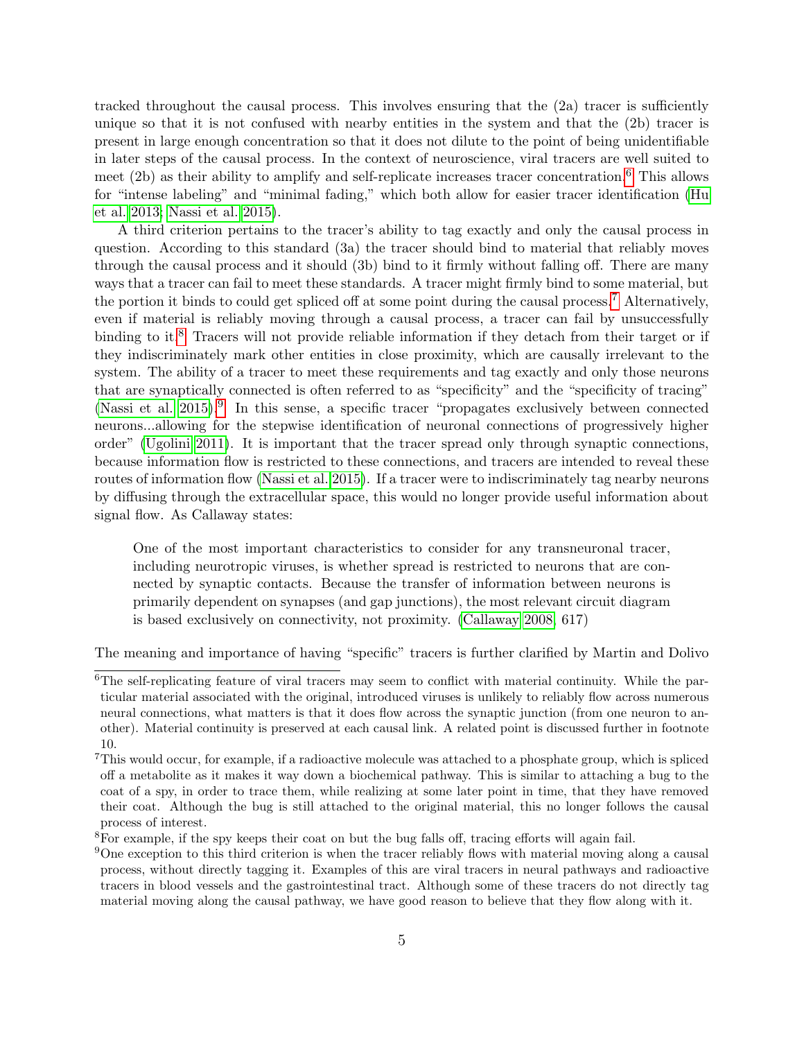tracked throughout the causal process. This involves ensuring that the (2a) tracer is sufficiently unique so that it is not confused with nearby entities in the system and that the (2b) tracer is present in large enough concentration so that it does not dilute to the point of being unidentifiable in later steps of the causal process. In the context of neuroscience, viral tracers are well suited to meet (2b) as their ability to amplify and self-replicate increases tracer concentration.[6] This allows for "intense labeling" and "minimal fading," which both allow for easier tracer identification (Hu et al. 2013; Nassi et al. 2015).

A third criterion pertains to the tracer's ability to tag exactly and only the causal process in question. According to this standard (3a) the tracer should bind to material that reliably moves through the causal process and it should (3b) bind to it firmly without falling off. There are many ways that a tracer can fail to meet these standards. A tracer might firmly bind to some material, but the portion it binds to could get spliced off at some point during the causal process.[7] Alternatively, even if material is reliably moving through a causal process, a tracer can fail by unsuccessfully binding to it.[8] Tracers will not provide reliable information if they detach from their target or if they indiscriminately mark other entities in close proximity, which are causally irrelevant to the system. The ability of a tracer to meet these requirements and tag exactly and only those neurons that are synaptically connected is often referred to as "specificity" and the "specificity of tracing" (Nassi et al. 2015).[9] In this sense, a specific tracer "propagates exclusively between connected neurons...allowing for the stepwise identification of neuronal connections of progressively higher order" (Ugolini 2011). It is important that the tracer spread only through synaptic connections, because information flow is restricted to these connections, and tracers are intended to reveal these routes of information flow (Nassi et al. 2015). If a tracer were to indiscriminately tag nearby neurons by diffusing through the extracellular space, this would no longer provide useful information about signal flow. As Callaway states:

> One of the most important characteristics to consider for any transneuronal tracer, including neurotropic viruses, is whether spread is restricted to neurons that are connected by synaptic contacts. Because the transfer of information between neurons is primarily dependent on synapses (and gap junctions), the most relevant circuit diagram is based exclusively on connectivity, not proximity. (Callaway 2008, 617)

The meaning and importance of having "specific" tracers is further clarified by Martin and Dolivo

---

[6] The self-replicating feature of viral tracers may seem to conflict with material continuity. While the particular material associated with the original, introduced viruses is unlikely to reliably flow across numerous neural connections, what matters is that it does flow across the synaptic junction (from one neuron to another). Material continuity is preserved at each causal link. A related point is discussed further in footnote 10.

[7] This would occur, for example, if a radioactive molecule was attached to a phosphate group, which is spliced off a metabolite as it makes it way down a biochemical pathway. This is similar to attaching a bug to the coat of a spy, in order to trace them, while realizing at some later point in time, that they have removed their coat. Although the bug is still attached to the original material, this no longer follows the causal process of interest.

[8] For example, if the spy keeps their coat on but the bug falls off, tracing efforts will again fail.

[9] One exception to this third criterion is when the tracer reliably flows with material moving along a causal process, without directly tagging it. Examples of this are viral tracers in neural pathways and radioactive tracers in blood vessels and the gastrointestinal tract. Although some of these tracers do not directly tag material moving along the causal pathway, we have good reason to believe that they flow along with it.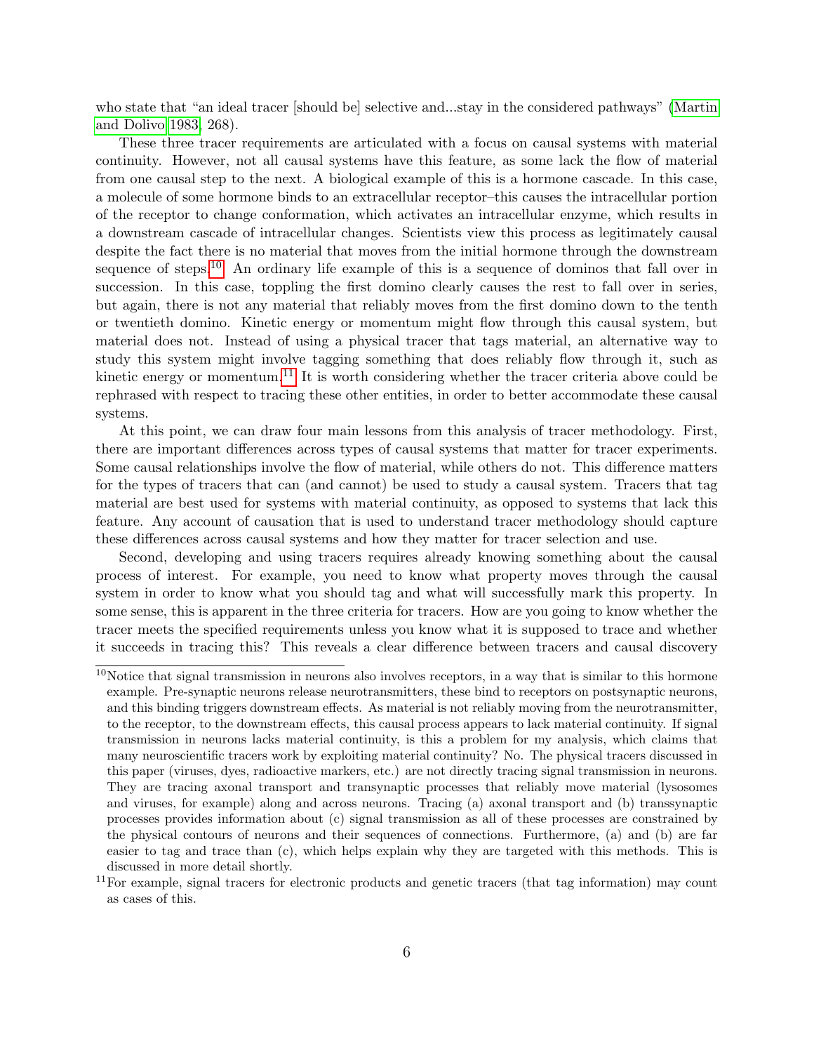who state that "an ideal tracer [should be] selective and...stay in the considered pathways" (Martin and Dolivo 1983, 268).

These three tracer requirements are articulated with a focus on causal systems with material continuity. However, not all causal systems have this feature, as some lack the flow of material from one causal step to the next. A biological example of this is a hormone cascade. In this case, a molecule of some hormone binds to an extracellular receptor–this causes the intracellular portion of the receptor to change conformation, which activates an intracellular enzyme, which results in a downstream cascade of intracellular changes. Scientists view this process as legitimately causal despite the fact there is no material that moves from the initial hormone through the downstream sequence of steps.[10] An ordinary life example of this is a sequence of dominos that fall over in succession. In this case, toppling the first domino clearly causes the rest to fall over in series, but again, there is not any material that reliably moves from the first domino down to the tenth or twentieth domino. Kinetic energy or momentum might flow through this causal system, but material does not. Instead of using a physical tracer that tags material, an alternative way to study this system might involve tagging something that does reliably flow through it, such as kinetic energy or momentum.[11] It is worth considering whether the tracer criteria above could be rephrased with respect to tracing these other entities, in order to better accommodate these causal systems.

At this point, we can draw four main lessons from this analysis of tracer methodology. First, there are important differences across types of causal systems that matter for tracer experiments. Some causal relationships involve the flow of material, while others do not. This difference matters for the types of tracers that can (and cannot) be used to study a causal system. Tracers that tag material are best used for systems with material continuity, as opposed to systems that lack this feature. Any account of causation that is used to understand tracer methodology should capture these differences across causal systems and how they matter for tracer selection and use.

Second, developing and using tracers requires already knowing something about the causal process of interest. For example, you need to know what property moves through the causal system in order to know what you should tag and what will successfully mark this property. In some sense, this is apparent in the three criteria for tracers. How are you going to know whether the tracer meets the specified requirements unless you know what it is supposed to trace and whether it succeeds in tracing this? This reveals a clear difference between tracers and causal discovery

---

[10] Notice that signal transmission in neurons also involves receptors, in a way that is similar to this hormone example. Pre-synaptic neurons release neurotransmitters, these bind to receptors on postsynaptic neurons, and this binding triggers downstream effects. As material is not reliably moving from the neurotransmitter, to the receptor, to the downstream effects, this causal process appears to lack material continuity. If signal transmission in neurons lacks material continuity, is this a problem for my analysis, which claims that many neuroscientific tracers work by exploiting material continuity? No. The physical tracers discussed in this paper (viruses, dyes, radioactive markers, etc.) are not directly tracing signal transmission in neurons. They are tracing axonal transport and transynaptic processes that reliably move material (lysosomes and viruses, for example) along and across neurons. Tracing (a) axonal transport and (b) transsynaptic processes provides information about (c) signal transmission as all of these processes are constrained by the physical contours of neurons and their sequences of connections. Furthermore, (a) and (b) are far easier to tag and trace than (c), which helps explain why they are targeted with this methods. This is discussed in more detail shortly.

[11] For example, signal tracers for electronic products and genetic tracers (that tag information) may count as cases of this.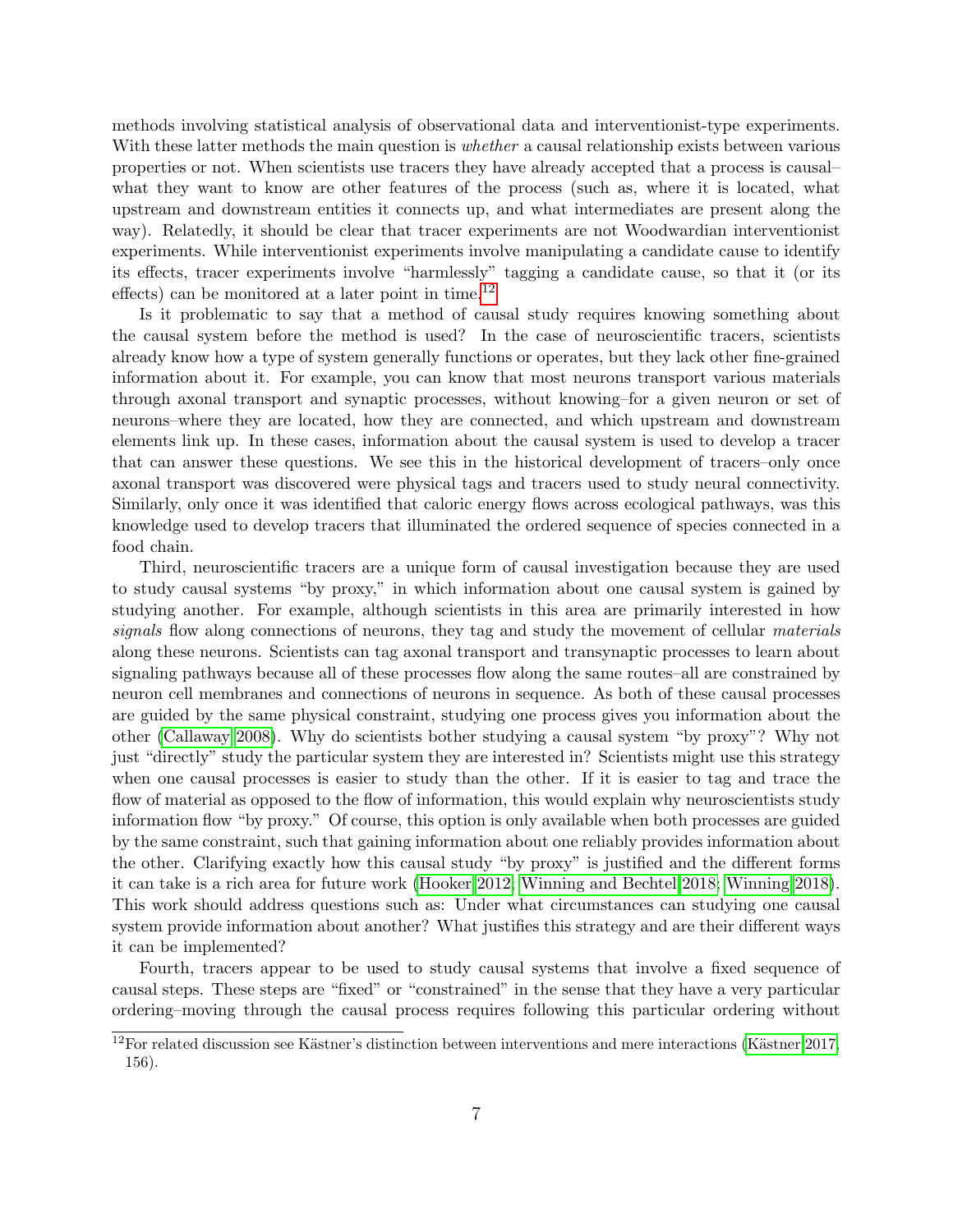methods involving statistical analysis of observational data and interventionist-type experiments. With these latter methods the main question is *whether* a causal relationship exists between various properties or not. When scientists use tracers they have already accepted that a process is causal–what they want to know are other features of the process (such as, where it is located, what upstream and downstream entities it connects up, and what intermediates are present along the way). Relatedly, it should be clear that tracer experiments are not Woodwardian interventionist experiments. While interventionist experiments involve manipulating a candidate cause to identify its effects, tracer experiments involve "harmlessly" tagging a candidate cause, so that it (or its effects) can be monitored at a later point in time.[12]

Is it problematic to say that a method of causal study requires knowing something about the causal system before the method is used? In the case of neuroscientific tracers, scientists already know how a type of system generally functions or operates, but they lack other fine-grained information about it. For example, you can know that most neurons transport various materials through axonal transport and synaptic processes, without knowing–for a given neuron or set of neurons–where they are located, how they are connected, and which upstream and downstream elements link up. In these cases, information about the causal system is used to develop a tracer that can answer these questions. We see this in the historical development of tracers–only once axonal transport was discovered were physical tags and tracers used to study neural connectivity. Similarly, only once it was identified that caloric energy flows across ecological pathways, was this knowledge used to develop tracers that illuminated the ordered sequence of species connected in a food chain.

Third, neuroscientific tracers are a unique form of causal investigation because they are used to study causal systems "by proxy," in which information about one causal system is gained by studying another. For example, although scientists in this area are primarily interested in how *signals* flow along connections of neurons, they tag and study the movement of cellular *materials* along these neurons. Scientists can tag axonal transport and transynaptic processes to learn about signaling pathways because all of these processes flow along the same routes–all are constrained by neuron cell membranes and connections of neurons in sequence. As both of these causal processes are guided by the same physical constraint, studying one process gives you information about the other (Callaway 2008). Why do scientists bother studying a causal system "by proxy"? Why not just "directly" study the particular system they are interested in? Scientists might use this strategy when one causal processes is easier to study than the other. If it is easier to tag and trace the flow of material as opposed to the flow of information, this would explain why neuroscientists study information flow "by proxy." Of course, this option is only available when both processes are guided by the same constraint, such that gaining information about one reliably provides information about the other. Clarifying exactly how this causal study "by proxy" is justified and the different forms it can take is a rich area for future work (Hooker 2012; Winning and Bechtel 2018; Winning 2018). This work should address questions such as: Under what circumstances can studying one causal system provide information about another? What justifies this strategy and are their different ways it can be implemented?

Fourth, tracers appear to be used to study causal systems that involve a fixed sequence of causal steps. These steps are "fixed" or "constrained" in the sense that they have a very particular ordering–moving through the causal process requires following this particular ordering without

[12] For related discussion see Kästner's distinction between interventions and mere interactions (Kästner 2017, 156).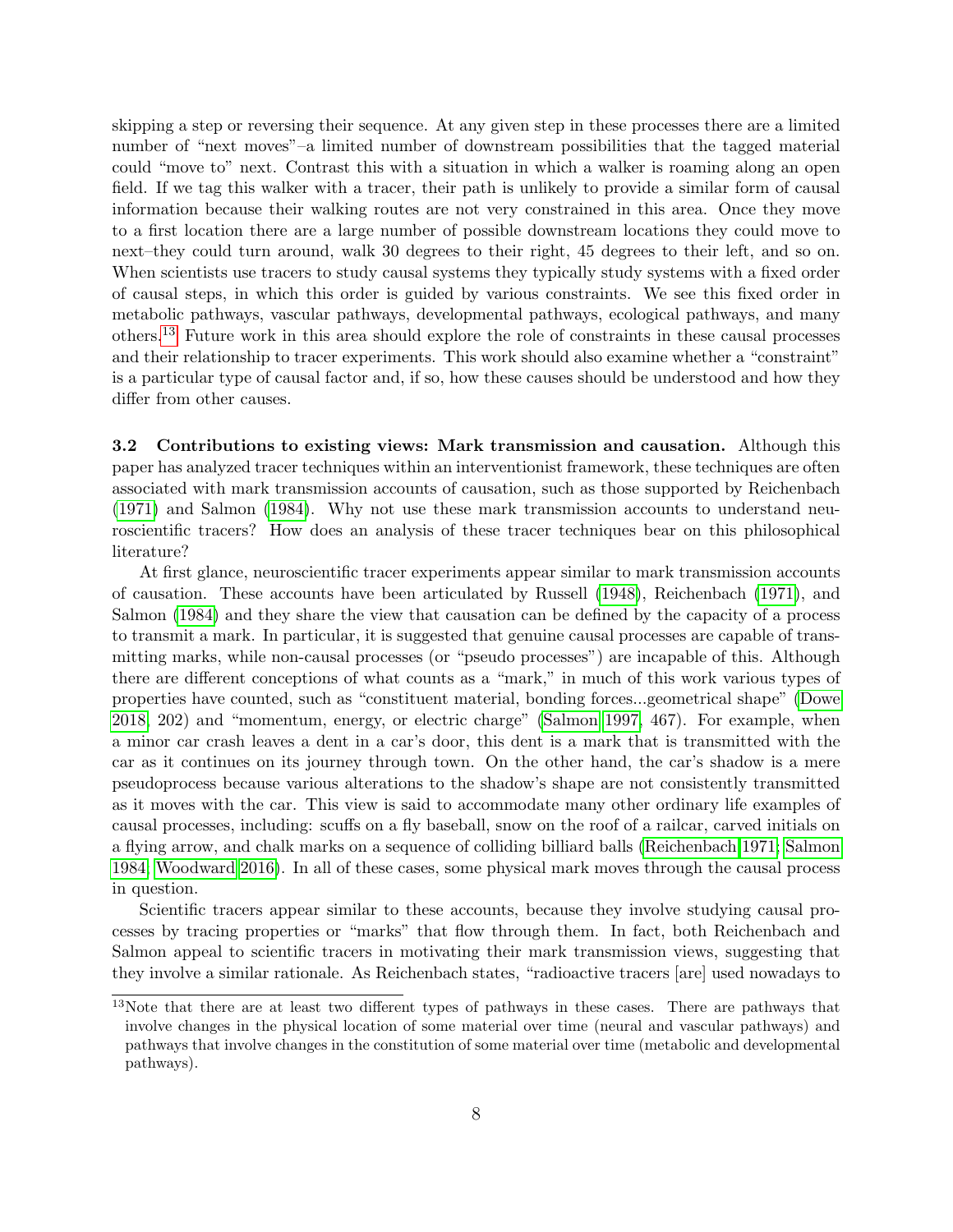skipping a step or reversing their sequence. At any given step in these processes there are a limited number of "next moves"–a limited number of downstream possibilities that the tagged material could "move to" next. Contrast this with a situation in which a walker is roaming along an open field. If we tag this walker with a tracer, their path is unlikely to provide a similar form of causal information because their walking routes are not very constrained in this area. Once they move to a first location there are a large number of possible downstream locations they could move to next–they could turn around, walk 30 degrees to their right, 45 degrees to their left, and so on. When scientists use tracers to study causal systems they typically study systems with a fixed order of causal steps, in which this order is guided by various constraints. We see this fixed order in metabolic pathways, vascular pathways, developmental pathways, ecological pathways, and many others.[13] Future work in this area should explore the role of constraints in these causal processes and their relationship to tracer experiments. This work should also examine whether a "constraint" is a particular type of causal factor and, if so, how these causes should be understood and how they differ from other causes.

**3.2 Contributions to existing views: Mark transmission and causation.** Although this paper has analyzed tracer techniques within an interventionist framework, these techniques are often associated with mark transmission accounts of causation, such as those supported by Reichenbach (1971) and Salmon (1984). Why not use these mark transmission accounts to understand neuroscientific tracers? How does an analysis of these tracer techniques bear on this philosophical literature?

At first glance, neuroscientific tracer experiments appear similar to mark transmission accounts of causation. These accounts have been articulated by Russell (1948), Reichenbach (1971), and Salmon (1984) and they share the view that causation can be defined by the capacity of a process to transmit a mark. In particular, it is suggested that genuine causal processes are capable of transmitting marks, while non-causal processes (or "pseudo processes") are incapable of this. Although there are different conceptions of what counts as a "mark," in much of this work various types of properties have counted, such as "constituent material, bonding forces...geometrical shape" (Dowe 2018, 202) and "momentum, energy, or electric charge" (Salmon 1997, 467). For example, when a minor car crash leaves a dent in a car's door, this dent is a mark that is transmitted with the car as it continues on its journey through town. On the other hand, the car's shadow is a mere pseudoprocess because various alterations to the shadow's shape are not consistently transmitted as it moves with the car. This view is said to accommodate many other ordinary life examples of causal processes, including: scuffs on a fly baseball, snow on the roof of a railcar, carved initials on a flying arrow, and chalk marks on a sequence of colliding billiard balls (Reichenbach 1971; Salmon 1984; Woodward 2016). In all of these cases, some physical mark moves through the causal process in question.

Scientific tracers appear similar to these accounts, because they involve studying causal processes by tracing properties or "marks" that flow through them. In fact, both Reichenbach and Salmon appeal to scientific tracers in motivating their mark transmission views, suggesting that they involve a similar rationale. As Reichenbach states, "radioactive tracers [are] used nowadays to

[13] Note that there are at least two different types of pathways in these cases. There are pathways that involve changes in the physical location of some material over time (neural and vascular pathways) and pathways that involve changes in the constitution of some material over time (metabolic and developmental pathways).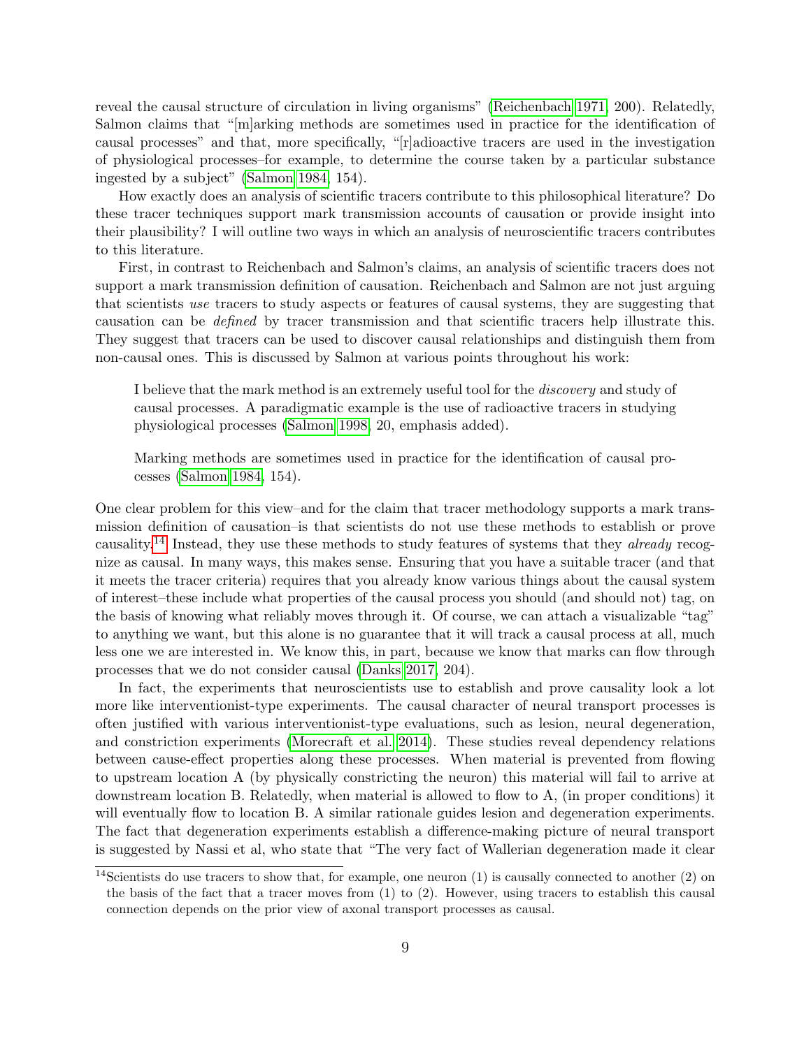reveal the causal structure of circulation in living organisms" (Reichenbach 1971, 200). Relatedly, Salmon claims that "[m]arking methods are sometimes used in practice for the identification of causal processes" and that, more specifically, "[r]adioactive tracers are used in the investigation of physiological processes–for example, to determine the course taken by a particular substance ingested by a subject" (Salmon 1984, 154).

How exactly does an analysis of scientific tracers contribute to this philosophical literature? Do these tracer techniques support mark transmission accounts of causation or provide insight into their plausibility? I will outline two ways in which an analysis of neuroscientific tracers contributes to this literature.

First, in contrast to Reichenbach and Salmon's claims, an analysis of scientific tracers does not support a mark transmission definition of causation. Reichenbach and Salmon are not just arguing that scientists *use* tracers to study aspects or features of causal systems, they are suggesting that causation can be *defined* by tracer transmission and that scientific tracers help illustrate this. They suggest that tracers can be used to discover causal relationships and distinguish them from non-causal ones. This is discussed by Salmon at various points throughout his work:

> I believe that the mark method is an extremely useful tool for the *discovery* and study of causal processes. A paradigmatic example is the use of radioactive tracers in studying physiological processes (Salmon 1998, 20, emphasis added).

> Marking methods are sometimes used in practice for the identification of causal processes (Salmon 1984, 154).

One clear problem for this view–and for the claim that tracer methodology supports a mark transmission definition of causation–is that scientists do not use these methods to establish or prove causality.[14] Instead, they use these methods to study features of systems that they *already* recognize as causal. In many ways, this makes sense. Ensuring that you have a suitable tracer (and that it meets the tracer criteria) requires that you already know various things about the causal system of interest–these include what properties of the causal process you should (and should not) tag, on the basis of knowing what reliably moves through it. Of course, we can attach a visualizable "tag" to anything we want, but this alone is no guarantee that it will track a causal process at all, much less one we are interested in. We know this, in part, because we know that marks can flow through processes that we do not consider causal (Danks 2017, 204).

In fact, the experiments that neuroscientists use to establish and prove causality look a lot more like interventionist-type experiments. The causal character of neural transport processes is often justified with various interventionist-type evaluations, such as lesion, neural degeneration, and constriction experiments (Morecraft et al. 2014). These studies reveal dependency relations between cause-effect properties along these processes. When material is prevented from flowing to upstream location A (by physically constricting the neuron) this material will fail to arrive at downstream location B. Relatedly, when material is allowed to flow to A, (in proper conditions) it will eventually flow to location B. A similar rationale guides lesion and degeneration experiments. The fact that degeneration experiments establish a difference-making picture of neural transport is suggested by Nassi et al, who state that "The very fact of Wallerian degeneration made it clear

[14] Scientists do use tracers to show that, for example, one neuron (1) is causally connected to another (2) on the basis of the fact that a tracer moves from (1) to (2). However, using tracers to establish this causal connection depends on the prior view of axonal transport processes as causal.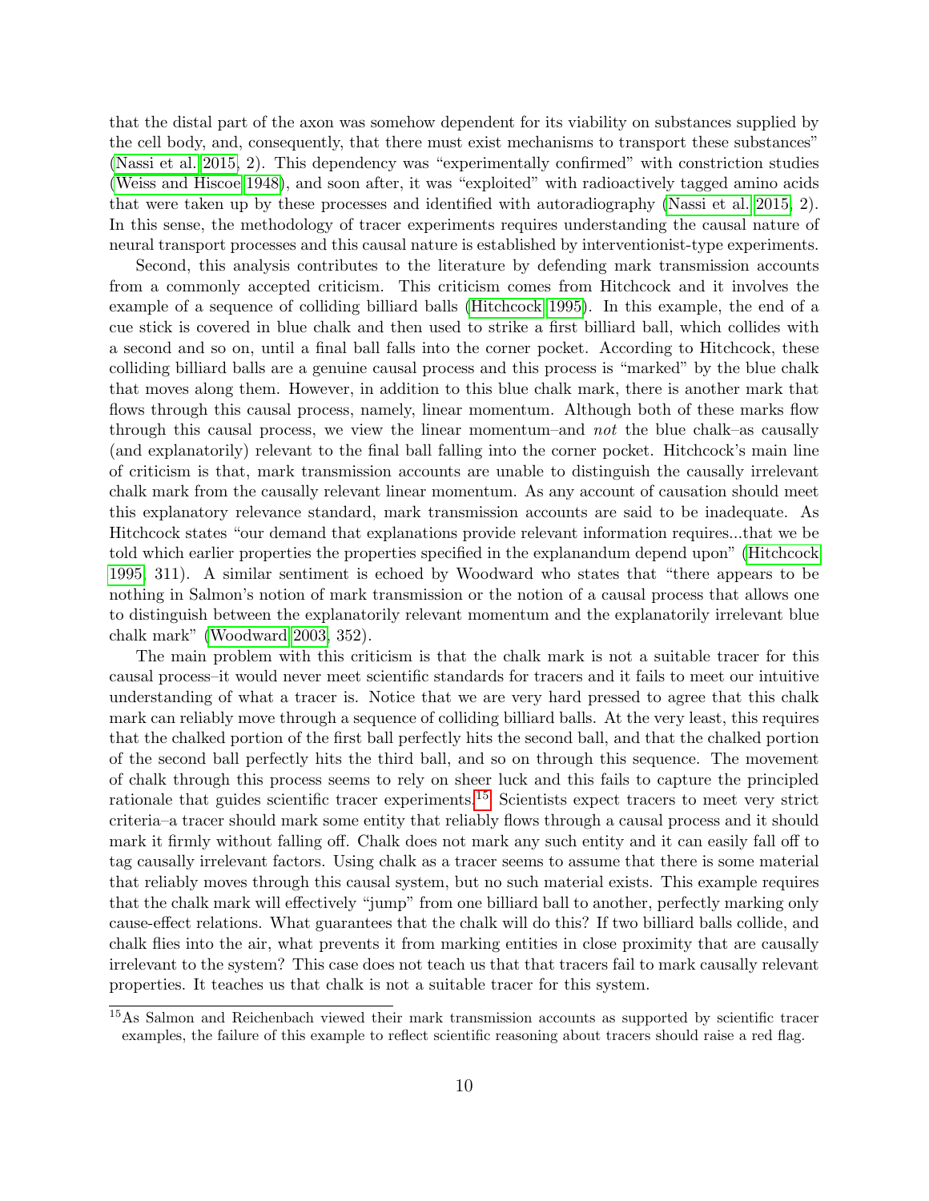that the distal part of the axon was somehow dependent for its viability on substances supplied by the cell body, and, consequently, that there must exist mechanisms to transport these substances" (Nassi et al. 2015, 2). This dependency was "experimentally confirmed" with constriction studies (Weiss and Hiscoe 1948), and soon after, it was "exploited" with radioactively tagged amino acids that were taken up by these processes and identified with autoradiography (Nassi et al. 2015, 2). In this sense, the methodology of tracer experiments requires understanding the causal nature of neural transport processes and this causal nature is established by interventionist-type experiments.

Second, this analysis contributes to the literature by defending mark transmission accounts from a commonly accepted criticism. This criticism comes from Hitchcock and it involves the example of a sequence of colliding billiard balls (Hitchcock 1995). In this example, the end of a cue stick is covered in blue chalk and then used to strike a first billiard ball, which collides with a second and so on, until a final ball falls into the corner pocket. According to Hitchcock, these colliding billiard balls are a genuine causal process and this process is "marked" by the blue chalk that moves along them. However, in addition to this blue chalk mark, there is another mark that flows through this causal process, namely, linear momentum. Although both of these marks flow through this causal process, we view the linear momentum–and *not* the blue chalk–as causally (and explanatorily) relevant to the final ball falling into the corner pocket. Hitchcock's main line of criticism is that, mark transmission accounts are unable to distinguish the causally irrelevant chalk mark from the causally relevant linear momentum. As any account of causation should meet this explanatory relevance standard, mark transmission accounts are said to be inadequate. As Hitchcock states "our demand that explanations provide relevant information requires...that we be told which earlier properties the properties specified in the explanandum depend upon" (Hitchcock 1995, 311). A similar sentiment is echoed by Woodward who states that "there appears to be nothing in Salmon's notion of mark transmission or the notion of a causal process that allows one to distinguish between the explanatorily relevant momentum and the explanatorily irrelevant blue chalk mark" (Woodward 2003, 352).

The main problem with this criticism is that the chalk mark is not a suitable tracer for this causal process–it would never meet scientific standards for tracers and it fails to meet our intuitive understanding of what a tracer is. Notice that we are very hard pressed to agree that this chalk mark can reliably move through a sequence of colliding billiard balls. At the very least, this requires that the chalked portion of the first ball perfectly hits the second ball, and that the chalked portion of the second ball perfectly hits the third ball, and so on through this sequence. The movement of chalk through this process seems to rely on sheer luck and this fails to capture the principled rationale that guides scientific tracer experiments.[15] Scientists expect tracers to meet very strict criteria–a tracer should mark some entity that reliably flows through a causal process and it should mark it firmly without falling off. Chalk does not mark any such entity and it can easily fall off to tag causally irrelevant factors. Using chalk as a tracer seems to assume that there is some material that reliably moves through this causal system, but no such material exists. This example requires that the chalk mark will effectively "jump" from one billiard ball to another, perfectly marking only cause-effect relations. What guarantees that the chalk will do this? If two billiard balls collide, and chalk flies into the air, what prevents it from marking entities in close proximity that are causally irrelevant to the system? This case does not teach us that that tracers fail to mark causally relevant properties. It teaches us that chalk is not a suitable tracer for this system.

[15] As Salmon and Reichenbach viewed their mark transmission accounts as supported by scientific tracer examples, the failure of this example to reflect scientific reasoning about tracers should raise a red flag.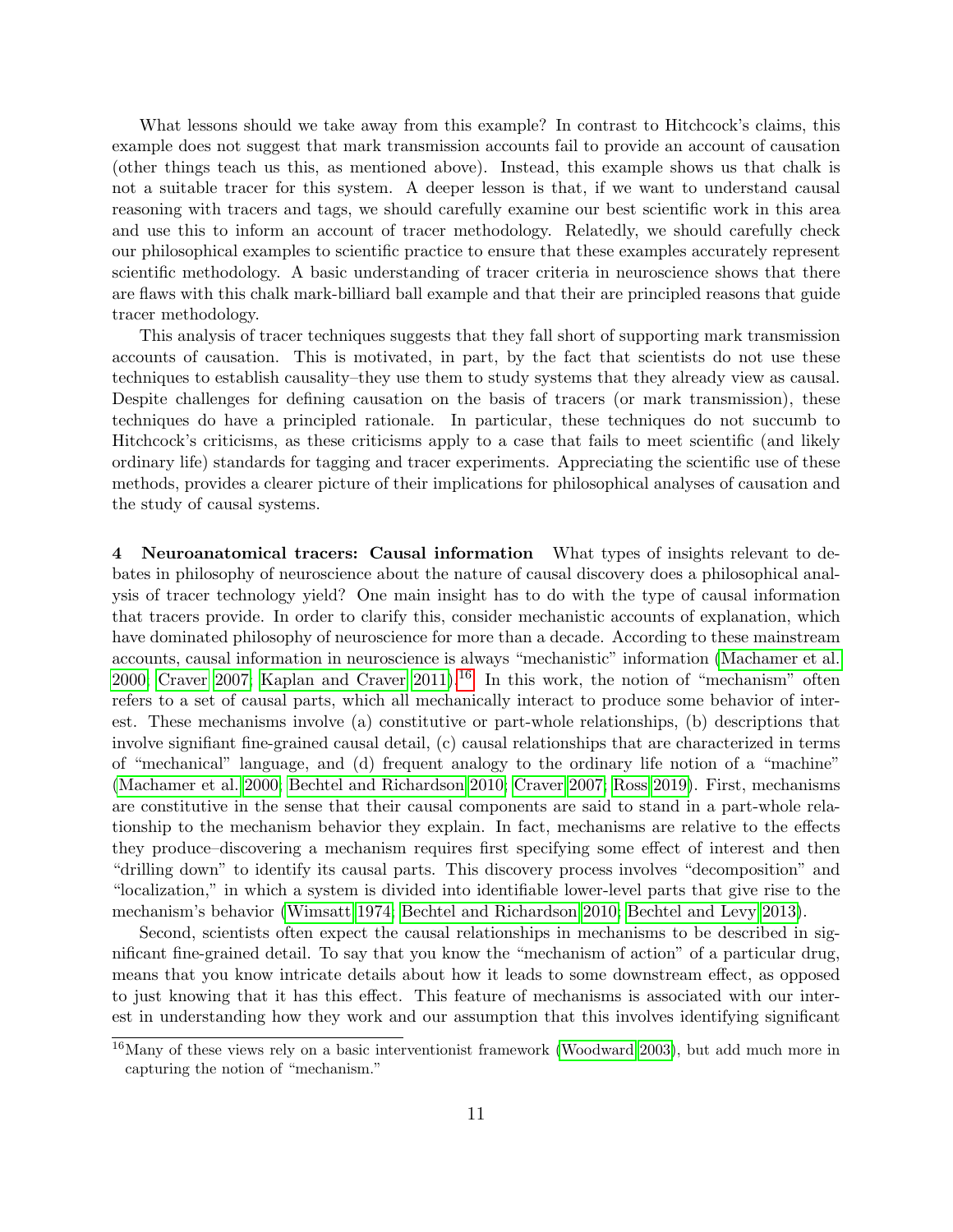What lessons should we take away from this example? In contrast to Hitchcock's claims, this example does not suggest that mark transmission accounts fail to provide an account of causation (other things teach us this, as mentioned above). Instead, this example shows us that chalk is not a suitable tracer for this system. A deeper lesson is that, if we want to understand causal reasoning with tracers and tags, we should carefully examine our best scientific work in this area and use this to inform an account of tracer methodology. Relatedly, we should carefully check our philosophical examples to scientific practice to ensure that these examples accurately represent scientific methodology. A basic understanding of tracer criteria in neuroscience shows that there are flaws with this chalk mark-billiard ball example and that their are principled reasons that guide tracer methodology.

This analysis of tracer techniques suggests that they fall short of supporting mark transmission accounts of causation. This is motivated, in part, by the fact that scientists do not use these techniques to establish causality–they use them to study systems that they already view as causal. Despite challenges for defining causation on the basis of tracers (or mark transmission), these techniques do have a principled rationale. In particular, these techniques do not succumb to Hitchcock's criticisms, as these criticisms apply to a case that fails to meet scientific (and likely ordinary life) standards for tagging and tracer experiments. Appreciating the scientific use of these methods, provides a clearer picture of their implications for philosophical analyses of causation and the study of causal systems.

## 4 Neuroanatomical tracers: Causal information

What types of insights relevant to debates in philosophy of neuroscience about the nature of causal discovery does a philosophical analysis of tracer technology yield? One main insight has to do with the type of causal information that tracers provide. In order to clarify this, consider mechanistic accounts of explanation, which have dominated philosophy of neuroscience for more than a decade. According to these mainstream accounts, causal information in neuroscience is always "mechanistic" information (Machamer et al. 2000; Craver 2007; Kaplan and Craver 2011).[16] In this work, the notion of "mechanism" often refers to a set of causal parts, which all mechanically interact to produce some behavior of interest. These mechanisms involve (a) constitutive or part-whole relationships, (b) descriptions that involve signifiant fine-grained causal detail, (c) causal relationships that are characterized in terms of "mechanical" language, and (d) frequent analogy to the ordinary life notion of a "machine" (Machamer et al. 2000; Bechtel and Richardson 2010; Craver 2007; Ross 2019). First, mechanisms are constitutive in the sense that their causal components are said to stand in a part-whole relationship to the mechanism behavior they explain. In fact, mechanisms are relative to the effects they produce–discovering a mechanism requires first specifying some effect of interest and then "drilling down" to identify its causal parts. This discovery process involves "decomposition" and "localization," in which a system is divided into identifiable lower-level parts that give rise to the mechanism's behavior (Wimsatt 1974; Bechtel and Richardson 2010; Bechtel and Levy 2013).

Second, scientists often expect the causal relationships in mechanisms to be described in significant fine-grained detail. To say that you know the "mechanism of action" of a particular drug, means that you know intricate details about how it leads to some downstream effect, as opposed to just knowing that it has this effect. This feature of mechanisms is associated with our interest in understanding how they work and our assumption that this involves identifying significant

[16] Many of these views rely on a basic interventionist framework (Woodward 2003), but add much more in capturing the notion of "mechanism."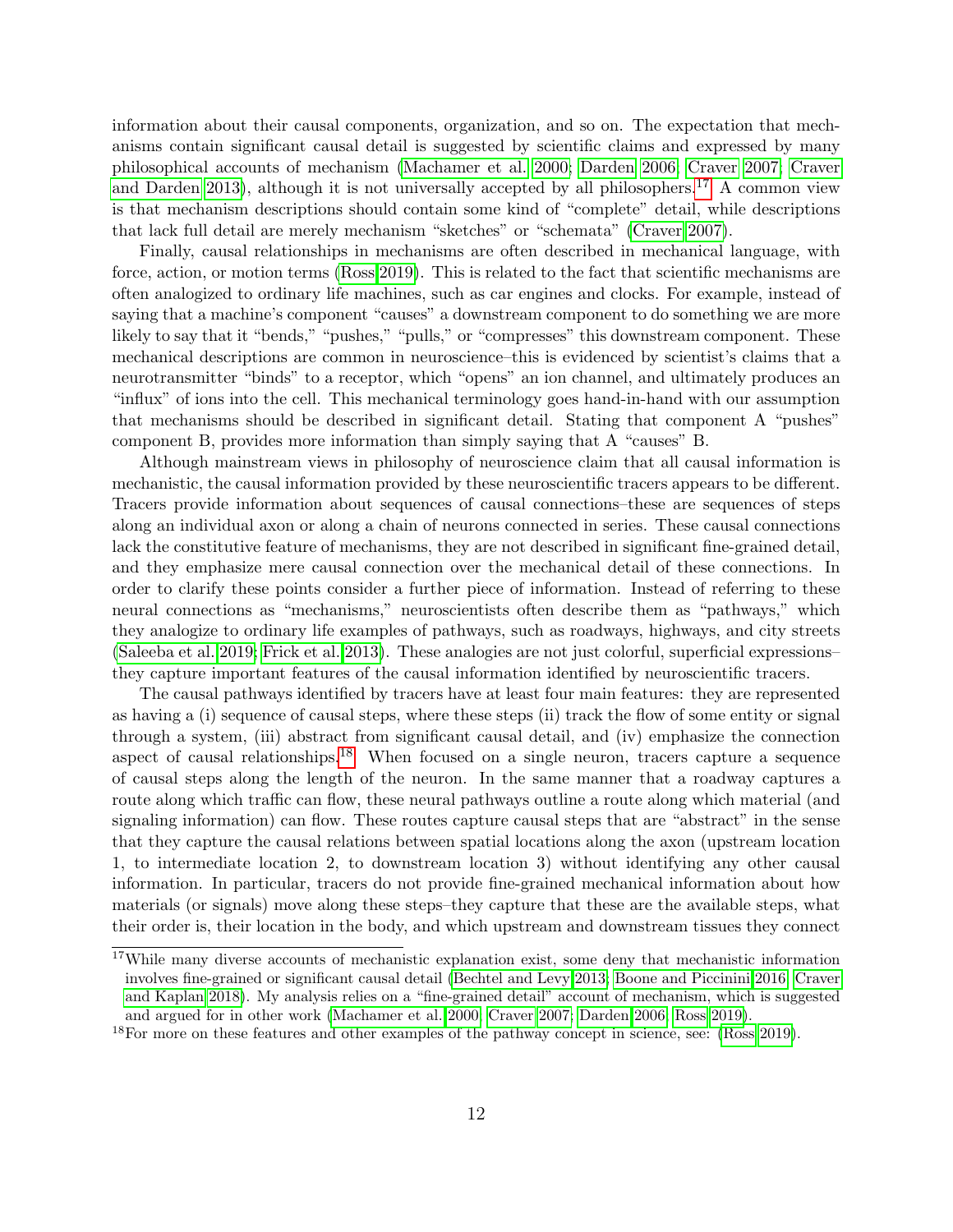information about their causal components, organization, and so on. The expectation that mechanisms contain significant causal detail is suggested by scientific claims and expressed by many philosophical accounts of mechanism (Machamer et al. 2000; Darden 2006; Craver 2007; Craver and Darden 2013), although it is not universally accepted by all philosophers.[17] A common view is that mechanism descriptions should contain some kind of "complete" detail, while descriptions that lack full detail are merely mechanism "sketches" or "schemata" (Craver 2007).

Finally, causal relationships in mechanisms are often described in mechanical language, with force, action, or motion terms (Ross 2019). This is related to the fact that scientific mechanisms are often analogized to ordinary life machines, such as car engines and clocks. For example, instead of saying that a machine's component "causes" a downstream component to do something we are more likely to say that it "bends," "pushes," "pulls," or "compresses" this downstream component. These mechanical descriptions are common in neuroscience–this is evidenced by scientist's claims that a neurotransmitter "binds" to a receptor, which "opens" an ion channel, and ultimately produces an "influx" of ions into the cell. This mechanical terminology goes hand-in-hand with our assumption that mechanisms should be described in significant detail. Stating that component A "pushes" component B, provides more information than simply saying that A "causes" B.

Although mainstream views in philosophy of neuroscience claim that all causal information is mechanistic, the causal information provided by these neuroscientific tracers appears to be different. Tracers provide information about sequences of causal connections–these are sequences of steps along an individual axon or along a chain of neurons connected in series. These causal connections lack the constitutive feature of mechanisms, they are not described in significant fine-grained detail, and they emphasize mere causal connection over the mechanical detail of these connections. In order to clarify these points consider a further piece of information. Instead of referring to these neural connections as "mechanisms," neuroscientists often describe them as "pathways," which they analogize to ordinary life examples of pathways, such as roadways, highways, and city streets (Saleeba et al. 2019; Frick et al. 2013). These analogies are not just colorful, superficial expressions–they capture important features of the causal information identified by neuroscientific tracers.

The causal pathways identified by tracers have at least four main features: they are represented as having a (i) sequence of causal steps, where these steps (ii) track the flow of some entity or signal through a system, (iii) abstract from significant causal detail, and (iv) emphasize the connection aspect of causal relationships.[18] When focused on a single neuron, tracers capture a sequence of causal steps along the length of the neuron. In the same manner that a roadway captures a route along which traffic can flow, these neural pathways outline a route along which material (and signaling information) can flow. These routes capture causal steps that are "abstract" in the sense that they capture the causal relations between spatial locations along the axon (upstream location 1, to intermediate location 2, to downstream location 3) without identifying any other causal information. In particular, tracers do not provide fine-grained mechanical information about how materials (or signals) move along these steps–they capture that these are the available steps, what their order is, their location in the body, and which upstream and downstream tissues they connect

---

[17] While many diverse accounts of mechanistic explanation exist, some deny that mechanistic information involves fine-grained or significant causal detail (Bechtel and Levy 2013; Boone and Piccinini 2016; Craver and Kaplan 2018). My analysis relies on a "fine-grained detail" account of mechanism, which is suggested and argued for in other work (Machamer et al. 2000; Craver 2007; Darden 2006; Ross 2019).

[18] For more on these features and other examples of the pathway concept in science, see: (Ross 2019).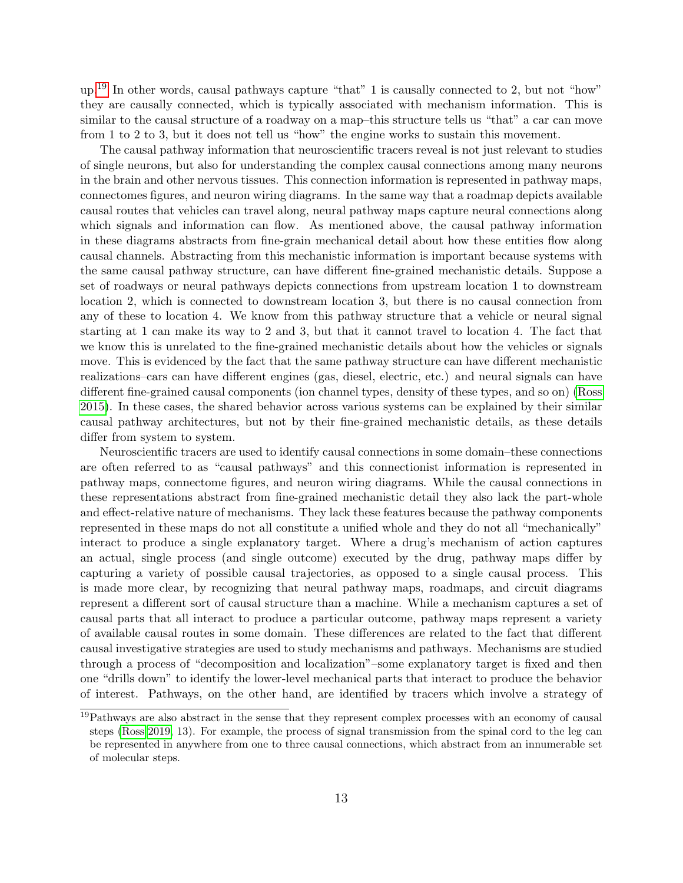up.[19] In other words, causal pathways capture "that" 1 is causally connected to 2, but not "how" they are causally connected, which is typically associated with mechanism information. This is similar to the causal structure of a roadway on a map–this structure tells us "that" a car can move from 1 to 2 to 3, but it does not tell us "how" the engine works to sustain this movement.

The causal pathway information that neuroscientific tracers reveal is not just relevant to studies of single neurons, but also for understanding the complex causal connections among many neurons in the brain and other nervous tissues. This connection information is represented in pathway maps, connectomes figures, and neuron wiring diagrams. In the same way that a roadmap depicts available causal routes that vehicles can travel along, neural pathway maps capture neural connections along which signals and information can flow. As mentioned above, the causal pathway information in these diagrams abstracts from fine-grain mechanical detail about how these entities flow along causal channels. Abstracting from this mechanistic information is important because systems with the same causal pathway structure, can have different fine-grained mechanistic details. Suppose a set of roadways or neural pathways depicts connections from upstream location 1 to downstream location 2, which is connected to downstream location 3, but there is no causal connection from any of these to location 4. We know from this pathway structure that a vehicle or neural signal starting at 1 can make its way to 2 and 3, but that it cannot travel to location 4. The fact that we know this is unrelated to the fine-grained mechanistic details about how the vehicles or signals move. This is evidenced by the fact that the same pathway structure can have different mechanistic realizations–cars can have different engines (gas, diesel, electric, etc.) and neural signals can have different fine-grained causal components (ion channel types, density of these types, and so on) (Ross 2015). In these cases, the shared behavior across various systems can be explained by their similar causal pathway architectures, but not by their fine-grained mechanistic details, as these details differ from system to system.

Neuroscientific tracers are used to identify causal connections in some domain–these connections are often referred to as "causal pathways" and this connectionist information is represented in pathway maps, connectome figures, and neuron wiring diagrams. While the causal connections in these representations abstract from fine-grained mechanistic detail they also lack the part-whole and effect-relative nature of mechanisms. They lack these features because the pathway components represented in these maps do not all constitute a unified whole and they do not all "mechanically" interact to produce a single explanatory target. Where a drug's mechanism of action captures an actual, single process (and single outcome) executed by the drug, pathway maps differ by capturing a variety of possible causal trajectories, as opposed to a single causal process. This is made more clear, by recognizing that neural pathway maps, roadmaps, and circuit diagrams represent a different sort of causal structure than a machine. While a mechanism captures a set of causal parts that all interact to produce a particular outcome, pathway maps represent a variety of available causal routes in some domain. These differences are related to the fact that different causal investigative strategies are used to study mechanisms and pathways. Mechanisms are studied through a process of "decomposition and localization"–some explanatory target is fixed and then one "drills down" to identify the lower-level mechanical parts that interact to produce the behavior of interest. Pathways, on the other hand, are identified by tracers which involve a strategy of

[19] Pathways are also abstract in the sense that they represent complex processes with an economy of causal steps (Ross 2019, 13). For example, the process of signal transmission from the spinal cord to the leg can be represented in anywhere from one to three causal connections, which abstract from an innumerable set of molecular steps.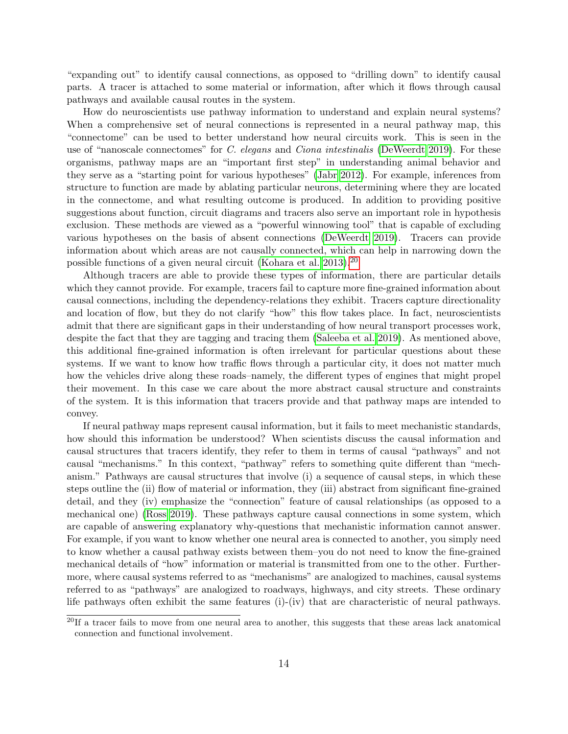"expanding out" to identify causal connections, as opposed to "drilling down" to identify causal parts. A tracer is attached to some material or information, after which it flows through causal pathways and available causal routes in the system.

How do neuroscientists use pathway information to understand and explain neural systems? When a comprehensive set of neural connections is represented in a neural pathway map, this "connectome" can be used to better understand how neural circuits work. This is seen in the use of "nanoscale connectomes" for *C. elegans* and *Ciona intestinalis* (DeWeerdt 2019). For these organisms, pathway maps are an "important first step" in understanding animal behavior and they serve as a "starting point for various hypotheses" (Jabr 2012). For example, inferences from structure to function are made by ablating particular neurons, determining where they are located in the connectome, and what resulting outcome is produced. In addition to providing positive suggestions about function, circuit diagrams and tracers also serve an important role in hypothesis exclusion. These methods are viewed as a "powerful winnowing tool" that is capable of excluding various hypotheses on the basis of absent connections (DeWeerdt 2019). Tracers can provide information about which areas are not causally connected, which can help in narrowing down the possible functions of a given neural circuit (Kohara et al. 2013).[20]

Although tracers are able to provide these types of information, there are particular details which they cannot provide. For example, tracers fail to capture more fine-grained information about causal connections, including the dependency-relations they exhibit. Tracers capture directionality and location of flow, but they do not clarify "how" this flow takes place. In fact, neuroscientists admit that there are significant gaps in their understanding of how neural transport processes work, despite the fact that they are tagging and tracing them (Saleeba et al. 2019). As mentioned above, this additional fine-grained information is often irrelevant for particular questions about these systems. If we want to know how traffic flows through a particular city, it does not matter much how the vehicles drive along these roads–namely, the different types of engines that might propel their movement. In this case we care about the more abstract causal structure and constraints of the system. It is this information that tracers provide and that pathway maps are intended to convey.

If neural pathway maps represent causal information, but it fails to meet mechanistic standards, how should this information be understood? When scientists discuss the causal information and causal structures that tracers identify, they refer to them in terms of causal "pathways" and not causal "mechanisms." In this context, "pathway" refers to something quite different than "mechanism." Pathways are causal structures that involve (i) a sequence of causal steps, in which these steps outline the (ii) flow of material or information, they (iii) abstract from significant fine-grained detail, and they (iv) emphasize the "connection" feature of causal relationships (as opposed to a mechanical one) (Ross 2019). These pathways capture causal connections in some system, which are capable of answering explanatory why-questions that mechanistic information cannot answer. For example, if you want to know whether one neural area is connected to another, you simply need to know whether a causal pathway exists between them–you do not need to know the fine-grained mechanical details of "how" information or material is transmitted from one to the other. Furthermore, where causal systems referred to as "mechanisms" are analogized to machines, causal systems referred to as "pathways" are analogized to roadways, highways, and city streets. These ordinary life pathways often exhibit the same features (i)-(iv) that are characteristic of neural pathways.

[20] If a tracer fails to move from one neural area to another, this suggests that these areas lack anatomical connection and functional involvement.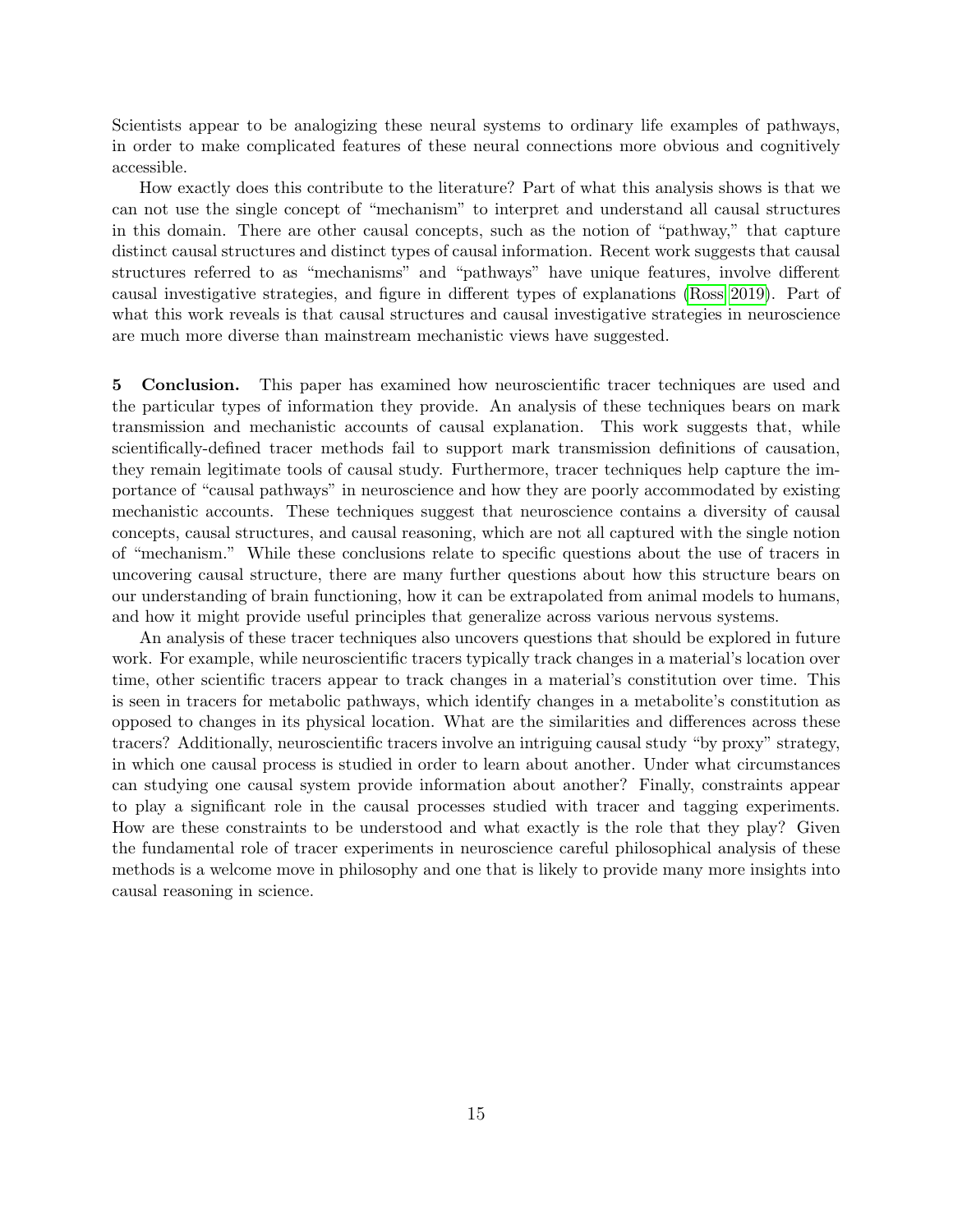Scientists appear to be analogizing these neural systems to ordinary life examples of pathways, in order to make complicated features of these neural connections more obvious and cognitively accessible.

How exactly does this contribute to the literature? Part of what this analysis shows is that we can not use the single concept of "mechanism" to interpret and understand all causal structures in this domain. There are other causal concepts, such as the notion of "pathway," that capture distinct causal structures and distinct types of causal information. Recent work suggests that causal structures referred to as "mechanisms" and "pathways" have unique features, involve different causal investigative strategies, and figure in different types of explanations (Ross 2019). Part of what this work reveals is that causal structures and causal investigative strategies in neuroscience are much more diverse than mainstream mechanistic views have suggested.

## 5 Conclusion.

This paper has examined how neuroscientific tracer techniques are used and the particular types of information they provide. An analysis of these techniques bears on mark transmission and mechanistic accounts of causal explanation. This work suggests that, while scientifically-defined tracer methods fail to support mark transmission definitions of causation, they remain legitimate tools of causal study. Furthermore, tracer techniques help capture the importance of "causal pathways" in neuroscience and how they are poorly accommodated by existing mechanistic accounts. These techniques suggest that neuroscience contains a diversity of causal concepts, causal structures, and causal reasoning, which are not all captured with the single notion of "mechanism." While these conclusions relate to specific questions about the use of tracers in uncovering causal structure, there are many further questions about how this structure bears on our understanding of brain functioning, how it can be extrapolated from animal models to humans, and how it might provide useful principles that generalize across various nervous systems.

An analysis of these tracer techniques also uncovers questions that should be explored in future work. For example, while neuroscientific tracers typically track changes in a material's location over time, other scientific tracers appear to track changes in a material's constitution over time. This is seen in tracers for metabolic pathways, which identify changes in a metabolite's constitution as opposed to changes in its physical location. What are the similarities and differences across these tracers? Additionally, neuroscientific tracers involve an intriguing causal study "by proxy" strategy, in which one causal process is studied in order to learn about another. Under what circumstances can studying one causal system provide information about another? Finally, constraints appear to play a significant role in the causal processes studied with tracer and tagging experiments. How are these constraints to be understood and what exactly is the role that they play? Given the fundamental role of tracer experiments in neuroscience careful philosophical analysis of these methods is a welcome move in philosophy and one that is likely to provide many more insights into causal reasoning in science.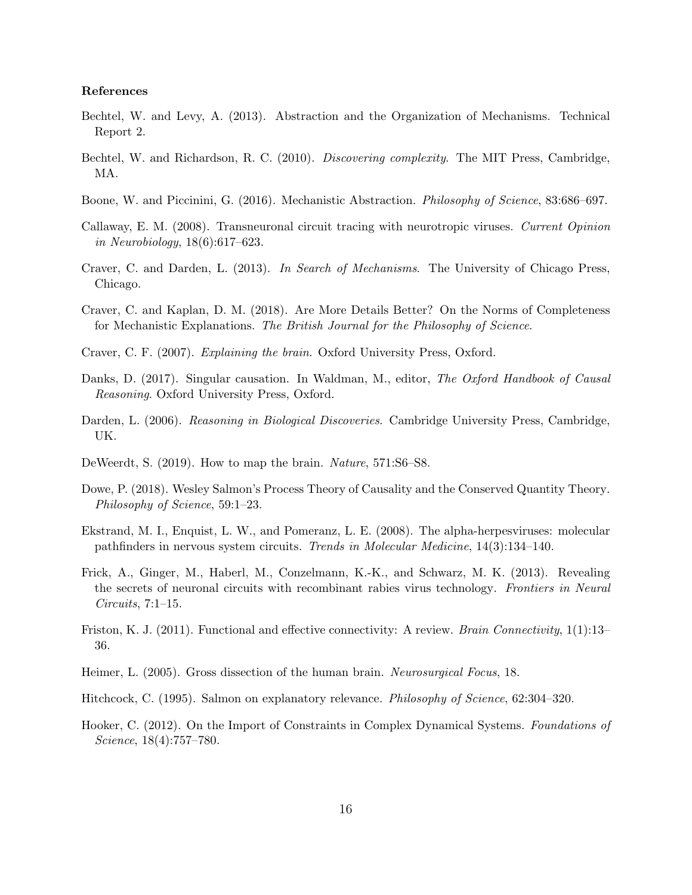### References

Bechtel, W. and Levy, A. (2013). Abstraction and the Organization of Mechanisms. Technical Report 2.

Bechtel, W. and Richardson, R. C. (2010). *Discovering complexity*. The MIT Press, Cambridge, MA.

Boone, W. and Piccinini, G. (2016). Mechanistic Abstraction. *Philosophy of Science*, 83:686–697.

Callaway, E. M. (2008). Transneuronal circuit tracing with neurotropic viruses. *Current Opinion in Neurobiology*, 18(6):617–623.

Craver, C. and Darden, L. (2013). *In Search of Mechanisms*. The University of Chicago Press, Chicago.

Craver, C. and Kaplan, D. M. (2018). Are More Details Better? On the Norms of Completeness for Mechanistic Explanations. *The British Journal for the Philosophy of Science*.

Craver, C. F. (2007). *Explaining the brain*. Oxford University Press, Oxford.

Danks, D. (2017). Singular causation. In Waldman, M., editor, *The Oxford Handbook of Causal Reasoning*. Oxford University Press, Oxford.

Darden, L. (2006). *Reasoning in Biological Discoveries*. Cambridge University Press, Cambridge, UK.

DeWeerdt, S. (2019). How to map the brain. *Nature*, 571:S6–S8.

Dowe, P. (2018). Wesley Salmon's Process Theory of Causality and the Conserved Quantity Theory. *Philosophy of Science*, 59:1–23.

Ekstrand, M. I., Enquist, L. W., and Pomeranz, L. E. (2008). The alpha-herpesviruses: molecular pathfinders in nervous system circuits. *Trends in Molecular Medicine*, 14(3):134–140.

Frick, A., Ginger, M., Haberl, M., Conzelmann, K.-K., and Schwarz, M. K. (2013). Revealing the secrets of neuronal circuits with recombinant rabies virus technology. *Frontiers in Neural Circuits*, 7:1–15.

Friston, K. J. (2011). Functional and effective connectivity: A review. *Brain Connectivity*, 1(1):13–36.

Heimer, L. (2005). Gross dissection of the human brain. *Neurosurgical Focus*, 18.

Hitchcock, C. (1995). Salmon on explanatory relevance. *Philosophy of Science*, 62:304–320.

Hooker, C. (2012). On the Import of Constraints in Complex Dynamical Systems. *Foundations of Science*, 18(4):757–780.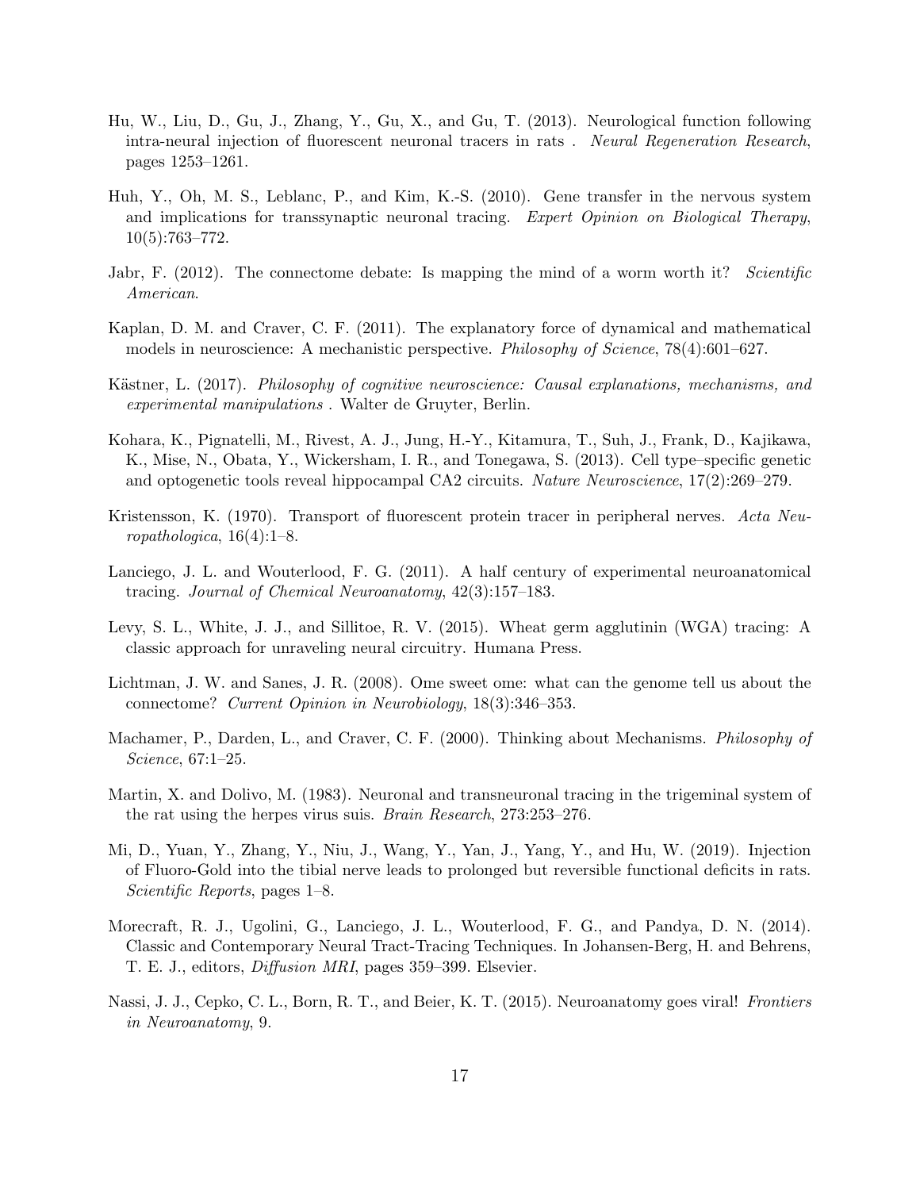Hu, W., Liu, D., Gu, J., Zhang, Y., Gu, X., and Gu, T. (2013). Neurological function following intra-neural injection of fluorescent neuronal tracers in rats . *Neural Regeneration Research*, pages 1253–1261.

Huh, Y., Oh, M. S., Leblanc, P., and Kim, K.-S. (2010). Gene transfer in the nervous system and implications for transsynaptic neuronal tracing. *Expert Opinion on Biological Therapy*, 10(5):763–772.

Jabr, F. (2012). The connectome debate: Is mapping the mind of a worm worth it? *Scientific American*.

Kaplan, D. M. and Craver, C. F. (2011). The explanatory force of dynamical and mathematical models in neuroscience: A mechanistic perspective. *Philosophy of Science*, 78(4):601–627.

Kästner, L. (2017). *Philosophy of cognitive neuroscience: Causal explanations, mechanisms, and experimental manipulations* . Walter de Gruyter, Berlin.

Kohara, K., Pignatelli, M., Rivest, A. J., Jung, H.-Y., Kitamura, T., Suh, J., Frank, D., Kajikawa, K., Mise, N., Obata, Y., Wickersham, I. R., and Tonegawa, S. (2013). Cell type–specific genetic and optogenetic tools reveal hippocampal CA2 circuits. *Nature Neuroscience*, 17(2):269–279.

Kristensson, K. (1970). Transport of fluorescent protein tracer in peripheral nerves. *Acta Neuropathologica*, 16(4):1–8.

Lanciego, J. L. and Wouterlood, F. G. (2011). A half century of experimental neuroanatomical tracing. *Journal of Chemical Neuroanatomy*, 42(3):157–183.

Levy, S. L., White, J. J., and Sillitoe, R. V. (2015). Wheat germ agglutinin (WGA) tracing: A classic approach for unraveling neural circuitry. Humana Press.

Lichtman, J. W. and Sanes, J. R. (2008). Ome sweet ome: what can the genome tell us about the connectome? *Current Opinion in Neurobiology*, 18(3):346–353.

Machamer, P., Darden, L., and Craver, C. F. (2000). Thinking about Mechanisms. *Philosophy of Science*, 67:1–25.

Martin, X. and Dolivo, M. (1983). Neuronal and transneuronal tracing in the trigeminal system of the rat using the herpes virus suis. *Brain Research*, 273:253–276.

Mi, D., Yuan, Y., Zhang, Y., Niu, J., Wang, Y., Yan, J., Yang, Y., and Hu, W. (2019). Injection of Fluoro-Gold into the tibial nerve leads to prolonged but reversible functional deficits in rats. *Scientific Reports*, pages 1–8.

Morecraft, R. J., Ugolini, G., Lanciego, J. L., Wouterlood, F. G., and Pandya, D. N. (2014). Classic and Contemporary Neural Tract-Tracing Techniques. In Johansen-Berg, H. and Behrens, T. E. J., editors, *Diffusion MRI*, pages 359–399. Elsevier.

Nassi, J. J., Cepko, C. L., Born, R. T., and Beier, K. T. (2015). Neuroanatomy goes viral! *Frontiers in Neuroanatomy*, 9.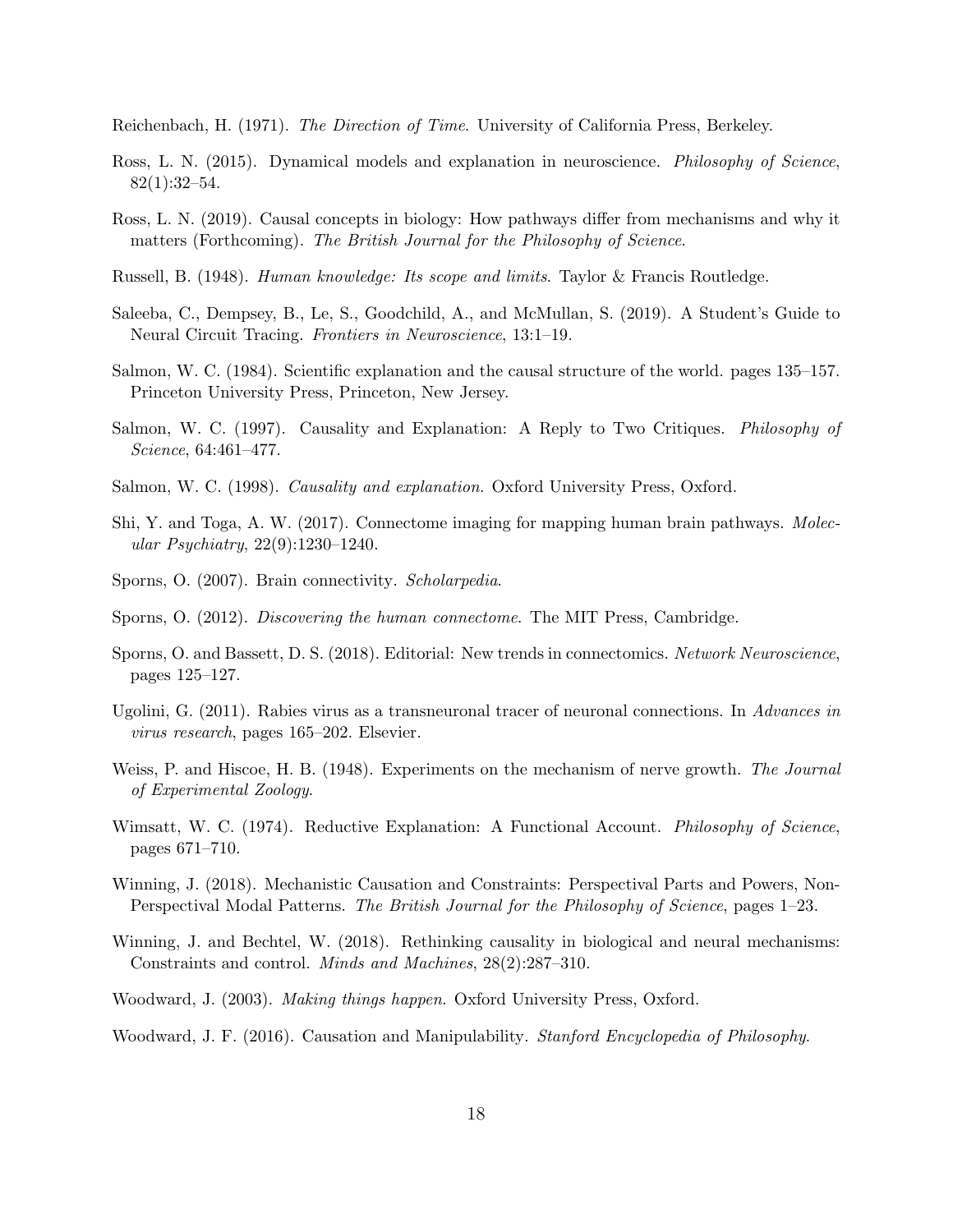Reichenbach, H. (1971). *The Direction of Time*. University of California Press, Berkeley.

Ross, L. N. (2015). Dynamical models and explanation in neuroscience. *Philosophy of Science*, 82(1):32–54.

Ross, L. N. (2019). Causal concepts in biology: How pathways differ from mechanisms and why it matters (Forthcoming). *The British Journal for the Philosophy of Science*.

Russell, B. (1948). *Human knowledge: Its scope and limits*. Taylor & Francis Routledge.

Saleeba, C., Dempsey, B., Le, S., Goodchild, A., and McMullan, S. (2019). A Student's Guide to Neural Circuit Tracing. *Frontiers in Neuroscience*, 13:1–19.

Salmon, W. C. (1984). Scientific explanation and the causal structure of the world. pages 135–157. Princeton University Press, Princeton, New Jersey.

Salmon, W. C. (1997). Causality and Explanation: A Reply to Two Critiques. *Philosophy of Science*, 64:461–477.

Salmon, W. C. (1998). *Causality and explanation*. Oxford University Press, Oxford.

Shi, Y. and Toga, A. W. (2017). Connectome imaging for mapping human brain pathways. *Molecular Psychiatry*, 22(9):1230–1240.

Sporns, O. (2007). Brain connectivity. *Scholarpedia*.

Sporns, O. (2012). *Discovering the human connectome*. The MIT Press, Cambridge.

Sporns, O. and Bassett, D. S. (2018). Editorial: New trends in connectomics. *Network Neuroscience*, pages 125–127.

Ugolini, G. (2011). Rabies virus as a transneuronal tracer of neuronal connections. In *Advances in virus research*, pages 165–202. Elsevier.

Weiss, P. and Hiscoe, H. B. (1948). Experiments on the mechanism of nerve growth. *The Journal of Experimental Zoology*.

Wimsatt, W. C. (1974). Reductive Explanation: A Functional Account. *Philosophy of Science*, pages 671–710.

Winning, J. (2018). Mechanistic Causation and Constraints: Perspectival Parts and Powers, Non-Perspectival Modal Patterns. *The British Journal for the Philosophy of Science*, pages 1–23.

Winning, J. and Bechtel, W. (2018). Rethinking causality in biological and neural mechanisms: Constraints and control. *Minds and Machines*, 28(2):287–310.

Woodward, J. (2003). *Making things happen*. Oxford University Press, Oxford.

Woodward, J. F. (2016). Causation and Manipulability. *Stanford Encyclopedia of Philosophy*.